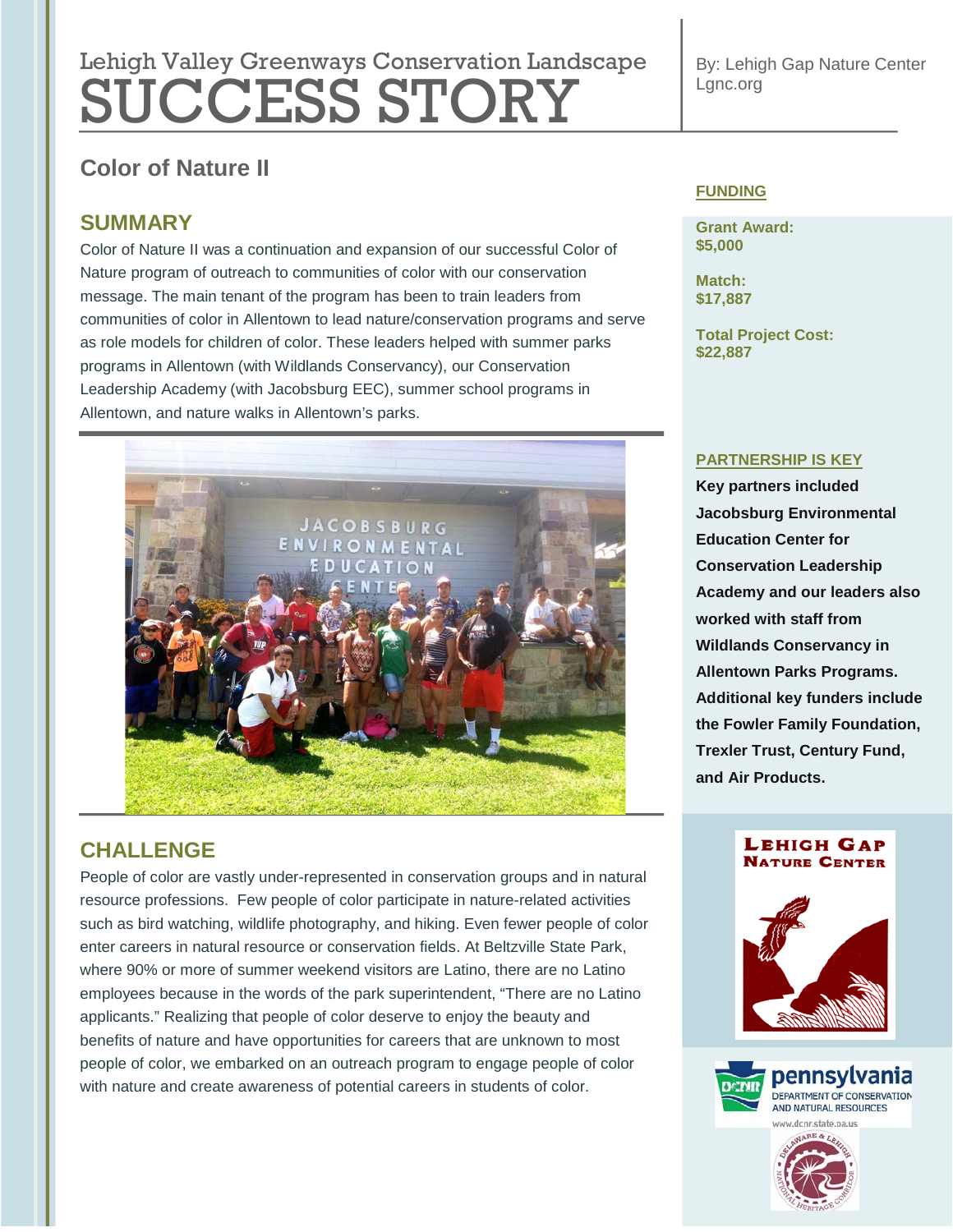# Lehigh Valley Greenways Conservation Landscape SUCCESS STORY

By: Lehigh Gap Nature Center
Lgnc.org

## Color of Nature II

### SUMMARY

Color of Nature II was a continuation and expansion of our successful Color of Nature program of outreach to communities of color with our conservation message. The main tenant of the program has been to train leaders from communities of color in Allentown to lead nature/conservation programs and serve as role models for children of color. These leaders helped with summer parks programs in Allentown (with Wildlands Conservancy), our Conservation Leadership Academy (with Jacobsburg EEC), summer school programs in Allentown, and nature walks in Allentown's parks.

### CHALLENGE

People of color are vastly under-represented in conservation groups and in natural resource professions. Few people of color participate in nature-related activities such as bird watching, wildlife photography, and hiking. Even fewer people of color enter careers in natural resource or conservation fields. At Beltzville State Park, where 90% or more of summer weekend visitors are Latino, there are no Latino employees because in the words of the park superintendent, "There are no Latino applicants." Realizing that people of color deserve to enjoy the beauty and benefits of nature and have opportunities for careers that are unknown to most people of color, we embarked on an outreach program to engage people of color with nature and create awareness of potential careers in students of color.

### FUNDING

**Grant Award:**
**$5,000**

**Match:**
**$17,887**

**Total Project Cost:**
**$22,887**

### PARTNERSHIP IS KEY

**Key partners included Jacobsburg Environmental Education Center for Conservation Leadership Academy and our leaders also worked with staff from Wildlands Conservancy in Allentown Parks Programs. Additional key funders include the Fowler Family Foundation, Trexler Trust, Century Fund, and Air Products.**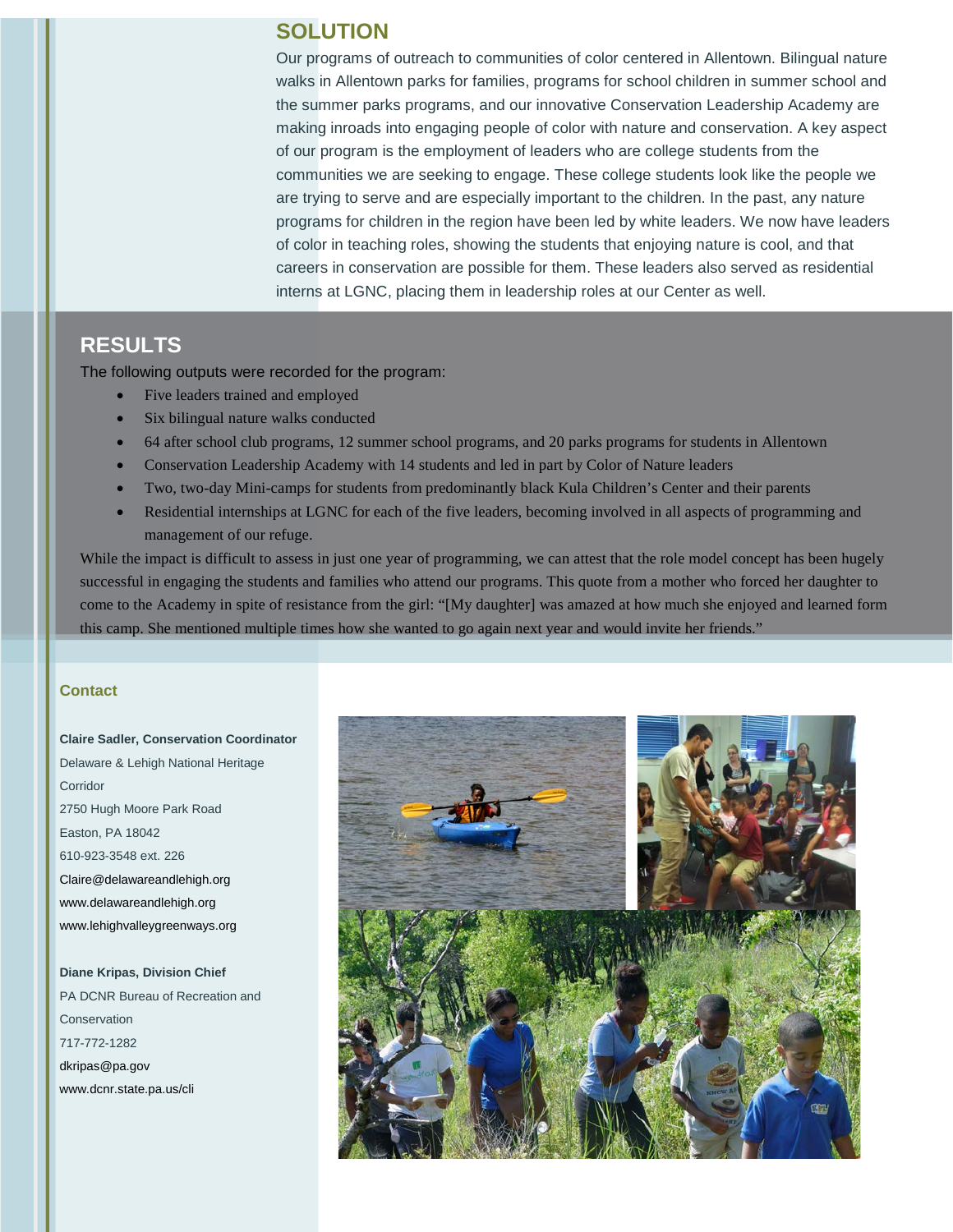## SOLUTION

Our programs of outreach to communities of color centered in Allentown. Bilingual nature walks in Allentown parks for families, programs for school children in summer school and the summer parks programs, and our innovative Conservation Leadership Academy are making inroads into engaging people of color with nature and conservation. A key aspect of our program is the employment of leaders who are college students from the communities we are seeking to engage. These college students look like the people we are trying to serve and are especially important to the children. In the past, any nature programs for children in the region have been led by white leaders. We now have leaders of color in teaching roles, showing the students that enjoying nature is cool, and that careers in conservation are possible for them. These leaders also served as residential interns at LGNC, placing them in leadership roles at our Center as well.

## RESULTS

The following outputs were recorded for the program:

- Five leaders trained and employed
- Six bilingual nature walks conducted
- 64 after school club programs, 12 summer school programs, and 20 parks programs for students in Allentown
- Conservation Leadership Academy with 14 students and led in part by Color of Nature leaders
- Two, two-day Mini-camps for students from predominantly black Kula Children's Center and their parents
- Residential internships at LGNC for each of the five leaders, becoming involved in all aspects of programming and management of our refuge.

While the impact is difficult to assess in just one year of programming, we can attest that the role model concept has been hugely successful in engaging the students and families who attend our programs. This quote from a mother who forced her daughter to come to the Academy in spite of resistance from the girl: "[My daughter] was amazed at how much she enjoyed and learned form this camp. She mentioned multiple times how she wanted to go again next year and would invite her friends."

### Contact

**Claire Sadler, Conservation Coordinator**
Delaware & Lehigh National Heritage Corridor
2750 Hugh Moore Park Road
Easton, PA 18042
610-923-3548 ext. 226
Claire@delawareandlehigh.org
www.delawareandlehigh.org
www.lehighvalleygreenways.org

**Diane Kripas, Division Chief**
PA DCNR Bureau of Recreation and Conservation
717-772-1282
dkripas@pa.gov
www.dcnr.state.pa.us/cli